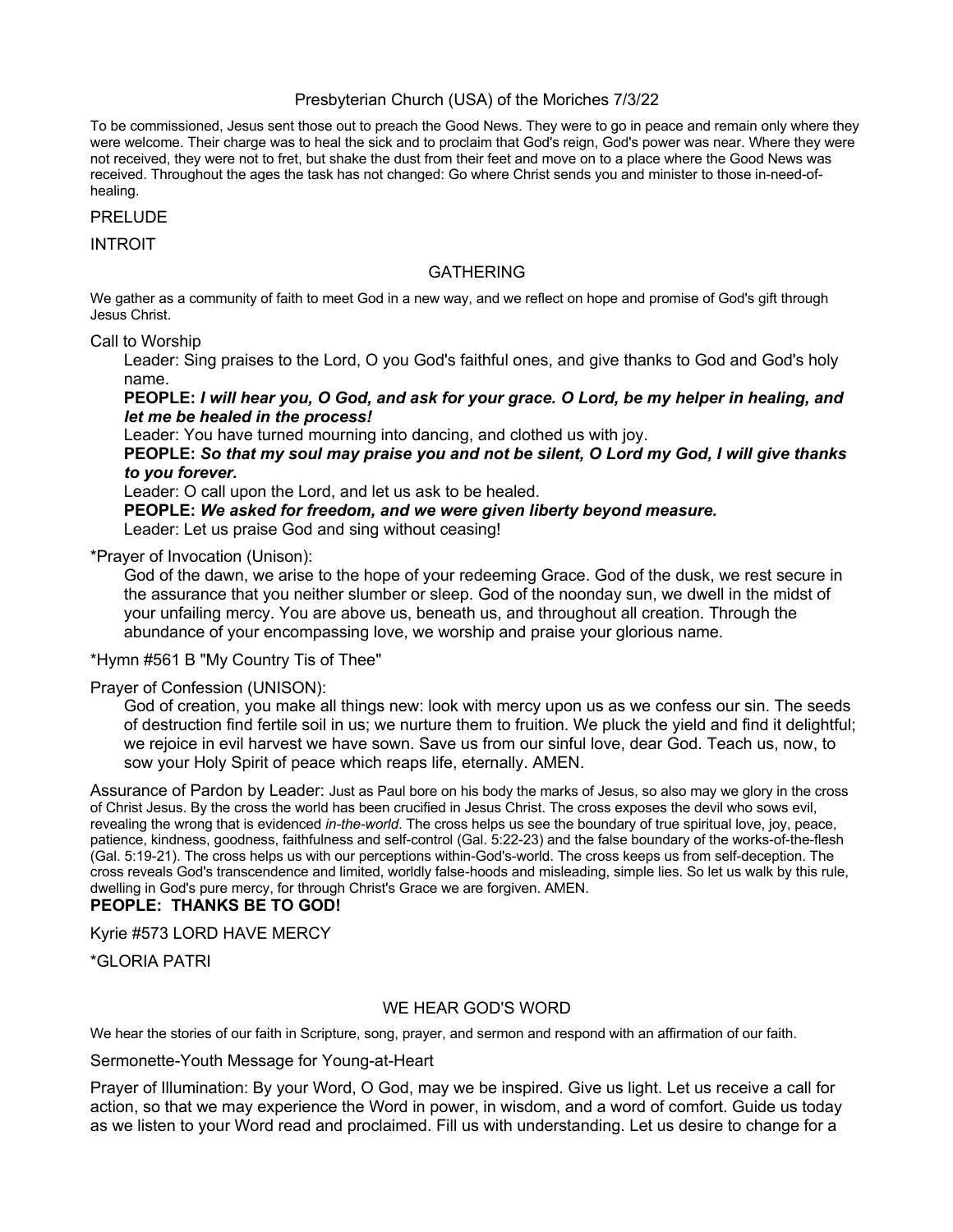# Presbyterian Church (USA) of the Moriches 7/3/22

To be commissioned, Jesus sent those out to preach the Good News. They were to go in peace and remain only where they were welcome. Their charge was to heal the sick and to proclaim that God's reign, God's power was near. Where they were not received, they were not to fret, but shake the dust from their feet and move on to a place where the Good News was received. Throughout the ages the task has not changed: Go where Christ sends you and minister to those in-need-of-healing.

PRELUDE

INTROIT

## GATHERING

We gather as a community of faith to meet God in a new way, and we reflect on hope and promise of God's gift through Jesus Christ.

Call to Worship

Leader: Sing praises to the Lord, O you God's faithful ones, and give thanks to God and God's holy name.

**PEOPLE:** ***I will hear you, O God, and ask for your grace. O Lord, be my helper in healing, and let me be healed in the process!***

Leader: You have turned mourning into dancing, and clothed us with joy.

**PEOPLE:** ***So that my soul may praise you and not be silent, O Lord my God, I will give thanks to you forever.***

Leader: O call upon the Lord, and let us ask to be healed.

**PEOPLE:** ***We asked for freedom, and we were given liberty beyond measure.***

Leader: Let us praise God and sing without ceasing!

*Prayer of Invocation (Unison):

God of the dawn, we arise to the hope of your redeeming Grace. God of the dusk, we rest secure in the assurance that you neither slumber or sleep. God of the noonday sun, we dwell in the midst of your unfailing mercy. You are above us, beneath us, and throughout all creation. Through the abundance of your encompassing love, we worship and praise your glorious name.

*Hymn #561 B "My Country Tis of Thee"

Prayer of Confession (UNISON):

God of creation, you make all things new: look with mercy upon us as we confess our sin. The seeds of destruction find fertile soil in us; we nurture them to fruition. We pluck the yield and find it delightful; we rejoice in evil harvest we have sown. Save us from our sinful love, dear God. Teach us, now, to sow your Holy Spirit of peace which reaps life, eternally. AMEN.

Assurance of Pardon by Leader: Just as Paul bore on his body the marks of Jesus, so also may we glory in the cross of Christ Jesus. By the cross the world has been crucified in Jesus Christ. The cross exposes the devil who sows evil, revealing the wrong that is evidenced *in-the-world*. The cross helps us see the boundary of true spiritual love, joy, peace, patience, kindness, goodness, faithfulness and self-control (Gal. 5:22-23) and the false boundary of the works-of-the-flesh (Gal. 5:19-21). The cross helps us with our perceptions within-God's-world. The cross keeps us from self-deception. The cross reveals God's transcendence and limited, worldly false-hoods and misleading, simple lies. So let us walk by this rule, dwelling in God's pure mercy, for through Christ's Grace we are forgiven. AMEN.

**PEOPLE: THANKS BE TO GOD!**

Kyrie #573 LORD HAVE MERCY

*GLORIA PATRI

## WE HEAR GOD'S WORD

We hear the stories of our faith in Scripture, song, prayer, and sermon and respond with an affirmation of our faith.

Sermonette-Youth Message for Young-at-Heart

Prayer of Illumination: By your Word, O God, may we be inspired. Give us light. Let us receive a call for action, so that we may experience the Word in power, in wisdom, and a word of comfort. Guide us today as we listen to your Word read and proclaimed. Fill us with understanding. Let us desire to change for a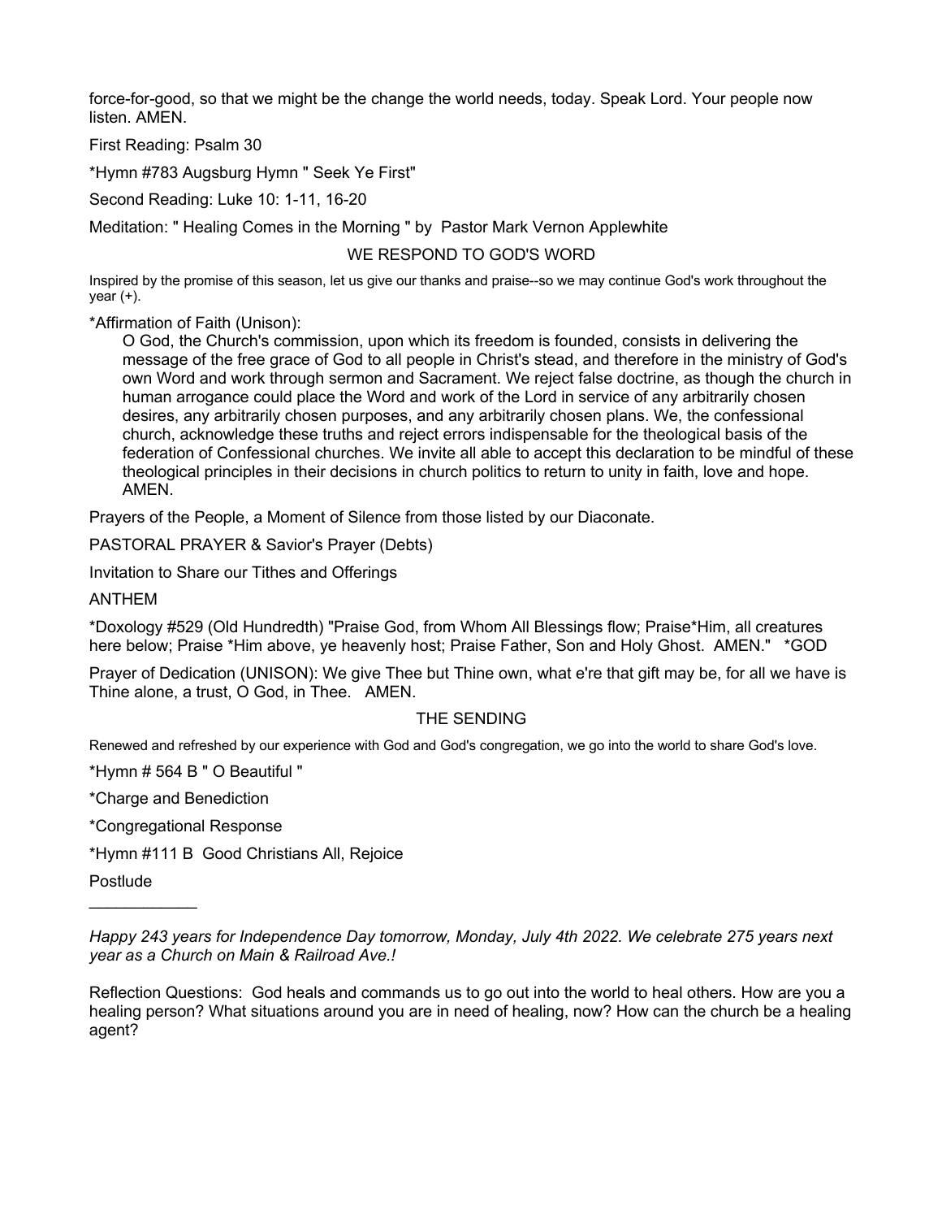force-for-good, so that we might be the change the world needs, today. Speak Lord. Your people now listen. AMEN.

First Reading: Psalm 30

*Hymn #783 Augsburg Hymn " Seek Ye First"

Second Reading: Luke 10: 1-11, 16-20

Meditation: " Healing Comes in the Morning " by Pastor Mark Vernon Applewhite

## WE RESPOND TO GOD'S WORD

Inspired by the promise of this season, let us give our thanks and praise--so we may continue God's work throughout the year (+).

*Affirmation of Faith (Unison):

> O God, the Church's commission, upon which its freedom is founded, consists in delivering the message of the free grace of God to all people in Christ's stead, and therefore in the ministry of God's own Word and work through sermon and Sacrament. We reject false doctrine, as though the church in human arrogance could place the Word and work of the Lord in service of any arbitrarily chosen desires, any arbitrarily chosen purposes, and any arbitrarily chosen plans. We, the confessional church, acknowledge these truths and reject errors indispensable for the theological basis of the federation of Confessional churches. We invite all able to accept this declaration to be mindful of these theological principles in their decisions in church politics to return to unity in faith, love and hope. AMEN.

Prayers of the People, a Moment of Silence from those listed by our Diaconate.

PASTORAL PRAYER & Savior's Prayer (Debts)

Invitation to Share our Tithes and Offerings

ANTHEM

*Doxology #529 (Old Hundredth) "Praise God, from Whom All Blessings flow; Praise*Him, all creatures here below; Praise *Him above, ye heavenly host; Praise Father, Son and Holy Ghost. AMEN." *GOD

Prayer of Dedication (UNISON): We give Thee but Thine own, what e're that gift may be, for all we have is Thine alone, a trust, O God, in Thee. AMEN.

## THE SENDING

Renewed and refreshed by our experience with God and God's congregation, we go into the world to share God's love.

*Hymn # 564 B " O Beautiful "

*Charge and Benediction

*Congregational Response

*Hymn #111 B Good Christians All, Rejoice

Postlude

---

*Happy 243 years for Independence Day tomorrow, Monday, July 4th 2022. We celebrate 275 years next year as a Church on Main & Railroad Ave.!*

Reflection Questions: God heals and commands us to go out into the world to heal others. How are you a healing person? What situations around you are in need of healing, now? How can the church be a healing agent?